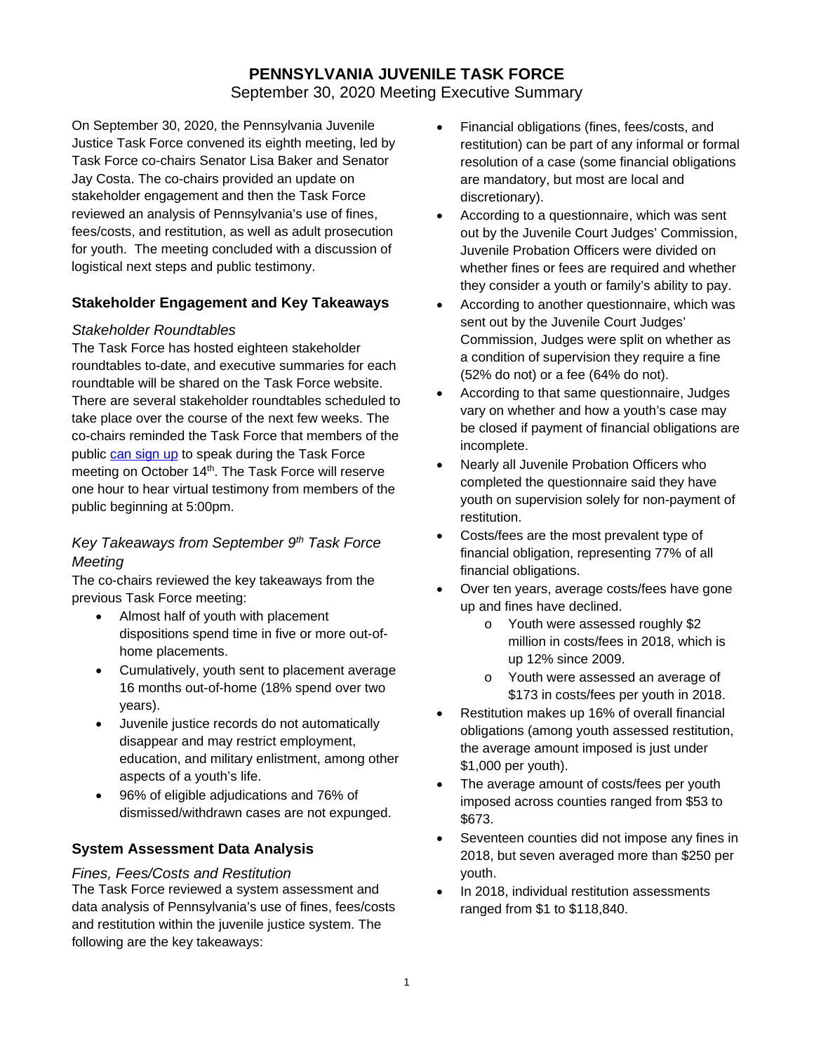# PENNSYLVANIA JUVENILE TASK FORCE

September 30, 2020 Meeting Executive Summary

On September 30, 2020, the Pennsylvania Juvenile Justice Task Force convened its eighth meeting, led by Task Force co-chairs Senator Lisa Baker and Senator Jay Costa. The co-chairs provided an update on stakeholder engagement and then the Task Force reviewed an analysis of Pennsylvania's use of fines, fees/costs, and restitution, as well as adult prosecution for youth. The meeting concluded with a discussion of logistical next steps and public testimony.

## Stakeholder Engagement and Key Takeaways

### *Stakeholder Roundtables*

The Task Force has hosted eighteen stakeholder roundtables to-date, and executive summaries for each roundtable will be shared on the Task Force website. There are several stakeholder roundtables scheduled to take place over the course of the next few weeks. The co-chairs reminded the Task Force that members of the public can sign up to speak during the Task Force meeting on October 14th. The Task Force will reserve one hour to hear virtual testimony from members of the public beginning at 5:00pm.

### *Key Takeaways from September 9th Task Force Meeting*

The co-chairs reviewed the key takeaways from the previous Task Force meeting:

- Almost half of youth with placement dispositions spend time in five or more out-of-home placements.
- Cumulatively, youth sent to placement average 16 months out-of-home (18% spend over two years).
- Juvenile justice records do not automatically disappear and may restrict employment, education, and military enlistment, among other aspects of a youth's life.
- 96% of eligible adjudications and 76% of dismissed/withdrawn cases are not expunged.

## System Assessment Data Analysis

### *Fines, Fees/Costs and Restitution*

The Task Force reviewed a system assessment and data analysis of Pennsylvania's use of fines, fees/costs and restitution within the juvenile justice system. The following are the key takeaways:

- Financial obligations (fines, fees/costs, and restitution) can be part of any informal or formal resolution of a case (some financial obligations are mandatory, but most are local and discretionary).
- According to a questionnaire, which was sent out by the Juvenile Court Judges' Commission, Juvenile Probation Officers were divided on whether fines or fees are required and whether they consider a youth or family's ability to pay.
- According to another questionnaire, which was sent out by the Juvenile Court Judges' Commission, Judges were split on whether as a condition of supervision they require a fine (52% do not) or a fee (64% do not).
- According to that same questionnaire, Judges vary on whether and how a youth's case may be closed if payment of financial obligations are incomplete.
- Nearly all Juvenile Probation Officers who completed the questionnaire said they have youth on supervision solely for non-payment of restitution.
- Costs/fees are the most prevalent type of financial obligation, representing 77% of all financial obligations.
- Over ten years, average costs/fees have gone up and fines have declined.
    - Youth were assessed roughly $2 million in costs/fees in 2018, which is up 12% since 2009.
    - Youth were assessed an average of $173 in costs/fees per youth in 2018.
- Restitution makes up 16% of overall financial obligations (among youth assessed restitution, the average amount imposed is just under $1,000 per youth).
- The average amount of costs/fees per youth imposed across counties ranged from $53 to $673.
- Seventeen counties did not impose any fines in 2018, but seven averaged more than $250 per youth.
- In 2018, individual restitution assessments ranged from $1 to $118,840.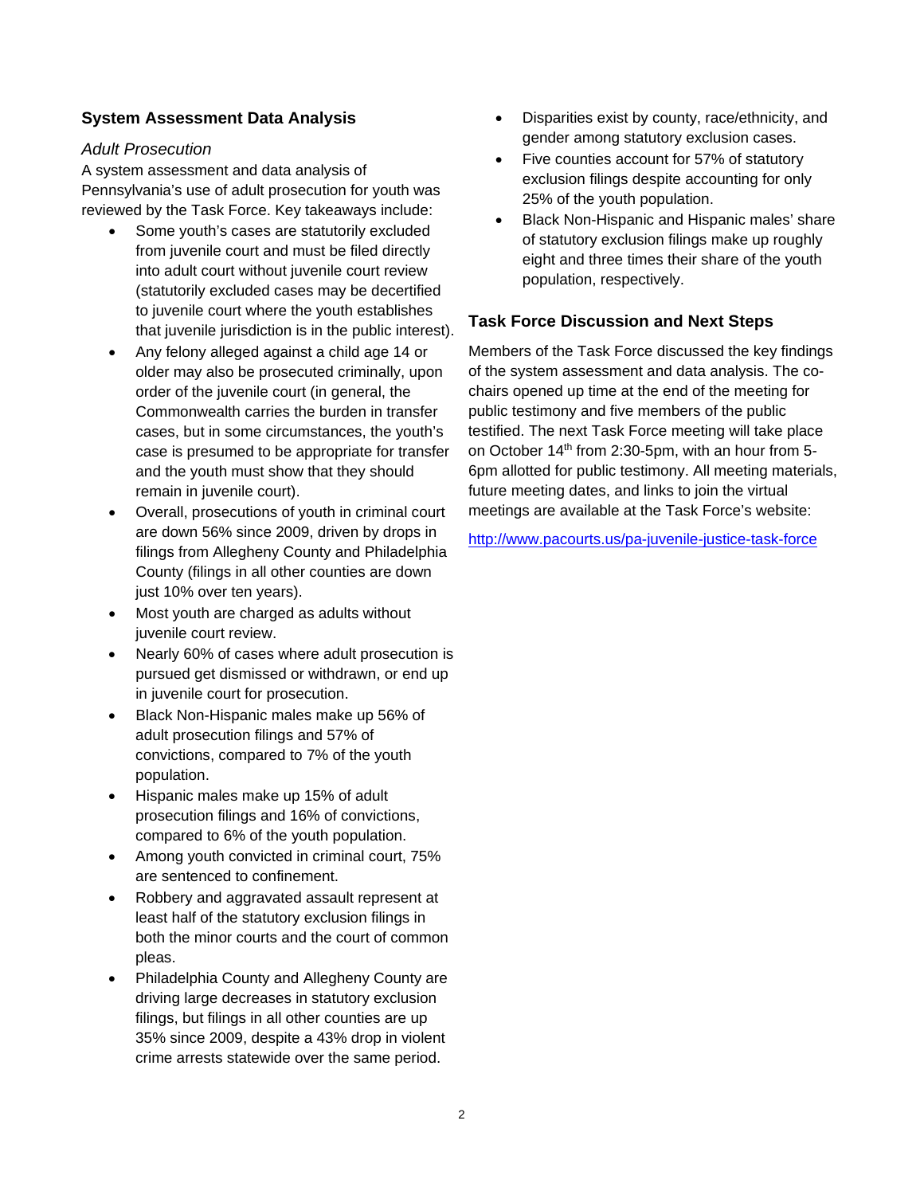## System Assessment Data Analysis

*Adult Prosecution*

A system assessment and data analysis of Pennsylvania's use of adult prosecution for youth was reviewed by the Task Force. Key takeaways include:

- Some youth's cases are statutorily excluded from juvenile court and must be filed directly into adult court without juvenile court review (statutorily excluded cases may be decertified to juvenile court where the youth establishes that juvenile jurisdiction is in the public interest).
- Any felony alleged against a child age 14 or older may also be prosecuted criminally, upon order of the juvenile court (in general, the Commonwealth carries the burden in transfer cases, but in some circumstances, the youth's case is presumed to be appropriate for transfer and the youth must show that they should remain in juvenile court).
- Overall, prosecutions of youth in criminal court are down 56% since 2009, driven by drops in filings from Allegheny County and Philadelphia County (filings in all other counties are down just 10% over ten years).
- Most youth are charged as adults without juvenile court review.
- Nearly 60% of cases where adult prosecution is pursued get dismissed or withdrawn, or end up in juvenile court for prosecution.
- Black Non-Hispanic males make up 56% of adult prosecution filings and 57% of convictions, compared to 7% of the youth population.
- Hispanic males make up 15% of adult prosecution filings and 16% of convictions, compared to 6% of the youth population.
- Among youth convicted in criminal court, 75% are sentenced to confinement.
- Robbery and aggravated assault represent at least half of the statutory exclusion filings in both the minor courts and the court of common pleas.
- Philadelphia County and Allegheny County are driving large decreases in statutory exclusion filings, but filings in all other counties are up 35% since 2009, despite a 43% drop in violent crime arrests statewide over the same period.
- Disparities exist by county, race/ethnicity, and gender among statutory exclusion cases.
- Five counties account for 57% of statutory exclusion filings despite accounting for only 25% of the youth population.
- Black Non-Hispanic and Hispanic males' share of statutory exclusion filings make up roughly eight and three times their share of the youth population, respectively.

## Task Force Discussion and Next Steps

Members of the Task Force discussed the key findings of the system assessment and data analysis. The co-chairs opened up time at the end of the meeting for public testimony and five members of the public testified. The next Task Force meeting will take place on October 14th from 2:30-5pm, with an hour from 5-6pm allotted for public testimony. All meeting materials, future meeting dates, and links to join the virtual meetings are available at the Task Force's website:

http://www.pacourts.us/pa-juvenile-justice-task-force